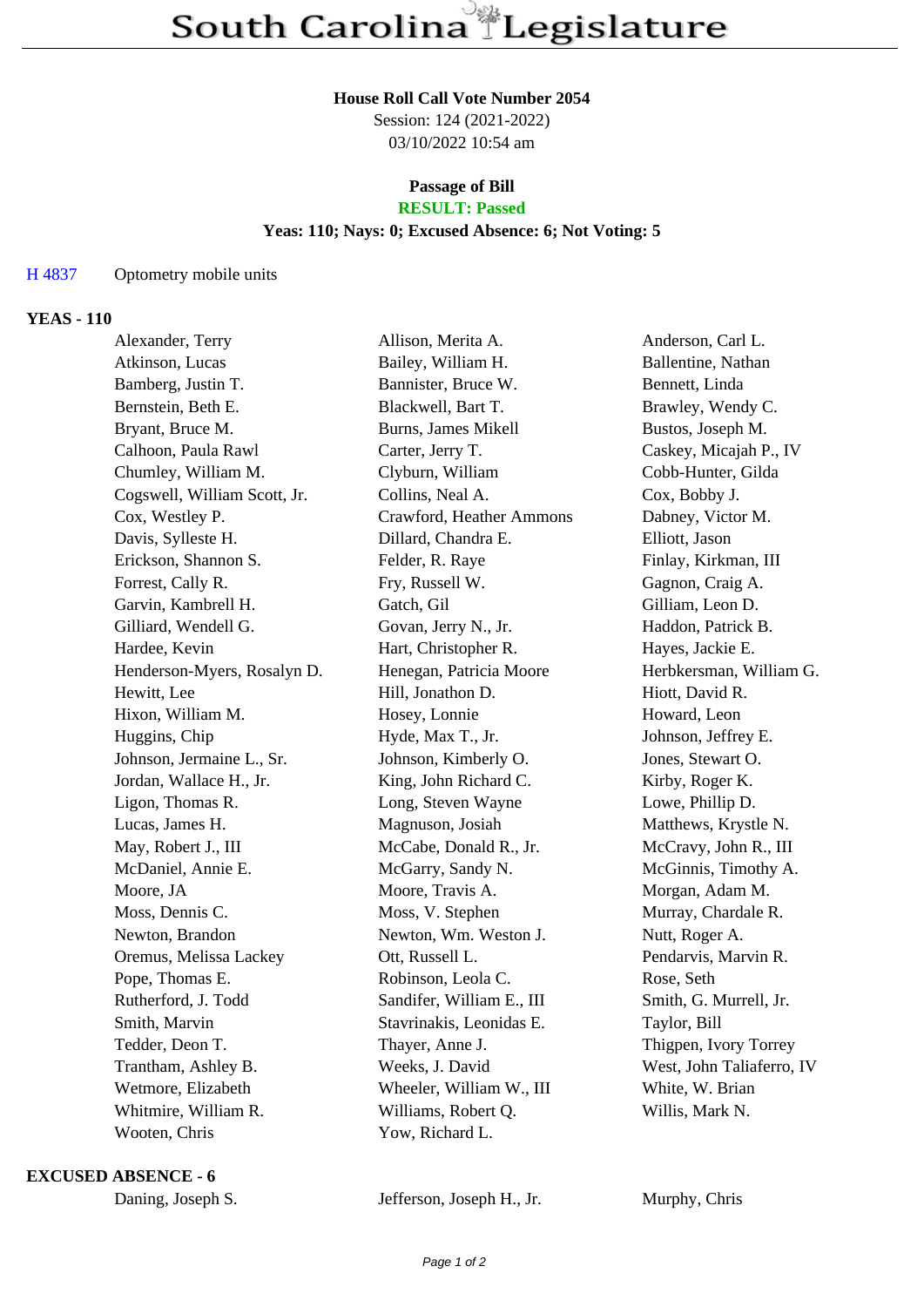# South Carolina Legislature

**House Roll Call Vote Number 2054**
Session: 124 (2021-2022)
03/10/2022 10:54 am

**Passage of Bill**
**RESULT: Passed**
**Yeas: 110; Nays: 0; Excused Absence: 6; Not Voting: 5**

H 4837 Optometry mobile units

## YEAS - 110

| | | |
|---|---|---|
| Alexander, Terry | Allison, Merita A. | Anderson, Carl L. |
| Atkinson, Lucas | Bailey, William H. | Ballentine, Nathan |
| Bamberg, Justin T. | Bannister, Bruce W. | Bennett, Linda |
| Bernstein, Beth E. | Blackwell, Bart T. | Brawley, Wendy C. |
| Bryant, Bruce M. | Burns, James Mikell | Bustos, Joseph M. |
| Calhoon, Paula Rawl | Carter, Jerry T. | Caskey, Micajah P., IV |
| Chumley, William M. | Clyburn, William | Cobb-Hunter, Gilda |
| Cogswell, William Scott, Jr. | Collins, Neal A. | Cox, Bobby J. |
| Cox, Westley P. | Crawford, Heather Ammons | Dabney, Victor M. |
| Davis, Sylleste H. | Dillard, Chandra E. | Elliott, Jason |
| Erickson, Shannon S. | Felder, R. Raye | Finlay, Kirkman, III |
| Forrest, Cally R. | Fry, Russell W. | Gagnon, Craig A. |
| Garvin, Kambrell H. | Gatch, Gil | Gilliam, Leon D. |
| Gilliard, Wendell G. | Govan, Jerry N., Jr. | Haddon, Patrick B. |
| Hardee, Kevin | Hart, Christopher R. | Hayes, Jackie E. |
| Henderson-Myers, Rosalyn D. | Henegan, Patricia Moore | Herbkersman, William G. |
| Hewitt, Lee | Hill, Jonathon D. | Hiott, David R. |
| Hixon, William M. | Hosey, Lonnie | Howard, Leon |
| Huggins, Chip | Hyde, Max T., Jr. | Johnson, Jeffrey E. |
| Johnson, Jermaine L., Sr. | Johnson, Kimberly O. | Jones, Stewart O. |
| Jordan, Wallace H., Jr. | King, John Richard C. | Kirby, Roger K. |
| Ligon, Thomas R. | Long, Steven Wayne | Lowe, Phillip D. |
| Lucas, James H. | Magnuson, Josiah | Matthews, Krystle N. |
| May, Robert J., III | McCabe, Donald R., Jr. | McCravy, John R., III |
| McDaniel, Annie E. | McGarry, Sandy N. | McGinnis, Timothy A. |
| Moore, JA | Moore, Travis A. | Morgan, Adam M. |
| Moss, Dennis C. | Moss, V. Stephen | Murray, Chardale R. |
| Newton, Brandon | Newton, Wm. Weston J. | Nutt, Roger A. |
| Oremus, Melissa Lackey | Ott, Russell L. | Pendarvis, Marvin R. |
| Pope, Thomas E. | Robinson, Leola C. | Rose, Seth |
| Rutherford, J. Todd | Sandifer, William E., III | Smith, G. Murrell, Jr. |
| Smith, Marvin | Stavrinakis, Leonidas E. | Taylor, Bill |
| Tedder, Deon T. | Thayer, Anne J. | Thigpen, Ivory Torrey |
| Trantham, Ashley B. | Weeks, J. David | West, John Taliaferro, IV |
| Wetmore, Elizabeth | Wheeler, William W., III | White, W. Brian |
| Whitmire, William R. | Williams, Robert Q. | Willis, Mark N. |
| Wooten, Chris | Yow, Richard L. | |

## EXCUSED ABSENCE - 6

| | | |
|---|---|---|
| Daning, Joseph S. | Jefferson, Joseph H., Jr. | Murphy, Chris |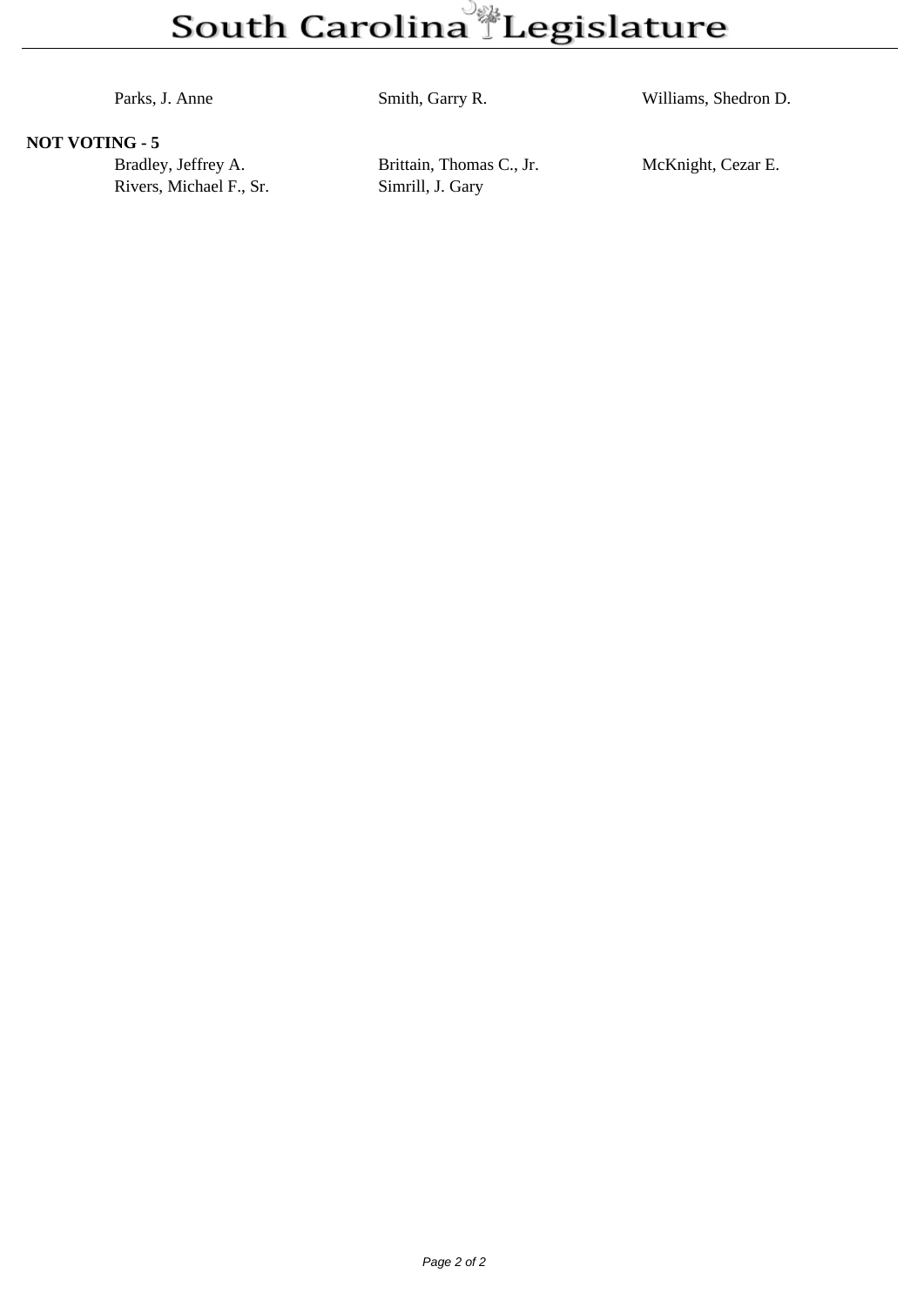Parks, J. Anne Smith, Garry R. Williams, Shedron D.

**NOT VOTING - 5**

Bradley, Jeffrey A. Brittain, Thomas C., Jr. McKnight, Cezar E.
Rivers, Michael F., Sr. Simrill, J. Gary